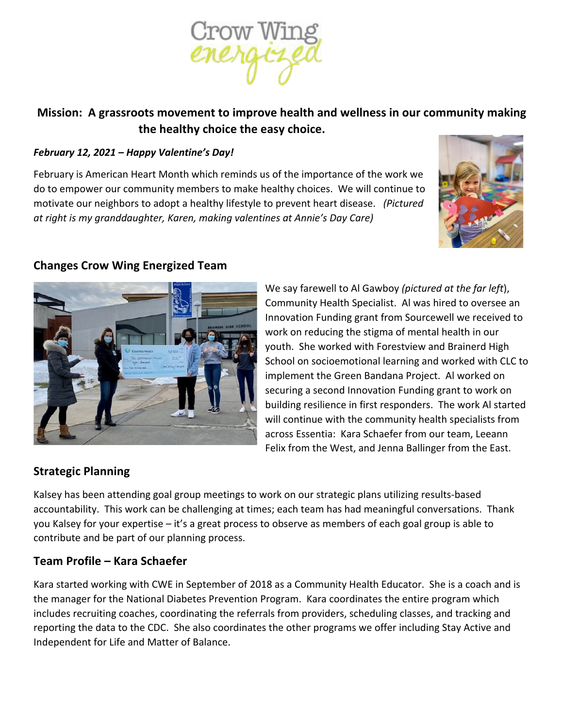# Crow Wing *energized*

**Mission: A grassroots movement to improve health and wellness in our community making the healthy choice the easy choice.**

***February 12, 2021 – Happy Valentine's Day!***

February is American Heart Month which reminds us of the importance of the work we do to empower our community members to make healthy choices. We will continue to motivate our neighbors to adopt a healthy lifestyle to prevent heart disease. *(Pictured at right is my granddaughter, Karen, making valentines at Annie's Day Care)*

## Changes Crow Wing Energized Team

We say farewell to Al Gawboy *(pictured at the far left)*, Community Health Specialist. Al was hired to oversee an Innovation Funding grant from Sourcewell we received to work on reducing the stigma of mental health in our youth. She worked with Forestview and Brainerd High School on socioemotional learning and worked with CLC to implement the Green Bandana Project. Al worked on securing a second Innovation Funding grant to work on building resilience in first responders. The work Al started will continue with the community health specialists from across Essentia: Kara Schaefer from our team, Leeann Felix from the West, and Jenna Ballinger from the East.

## Strategic Planning

Kalsey has been attending goal group meetings to work on our strategic plans utilizing results-based accountability. This work can be challenging at times; each team has had meaningful conversations. Thank you Kalsey for your expertise – it's a great process to observe as members of each goal group is able to contribute and be part of our planning process.

## Team Profile – Kara Schaefer

Kara started working with CWE in September of 2018 as a Community Health Educator. She is a coach and is the manager for the National Diabetes Prevention Program. Kara coordinates the entire program which includes recruiting coaches, coordinating the referrals from providers, scheduling classes, and tracking and reporting the data to the CDC. She also coordinates the other programs we offer including Stay Active and Independent for Life and Matter of Balance.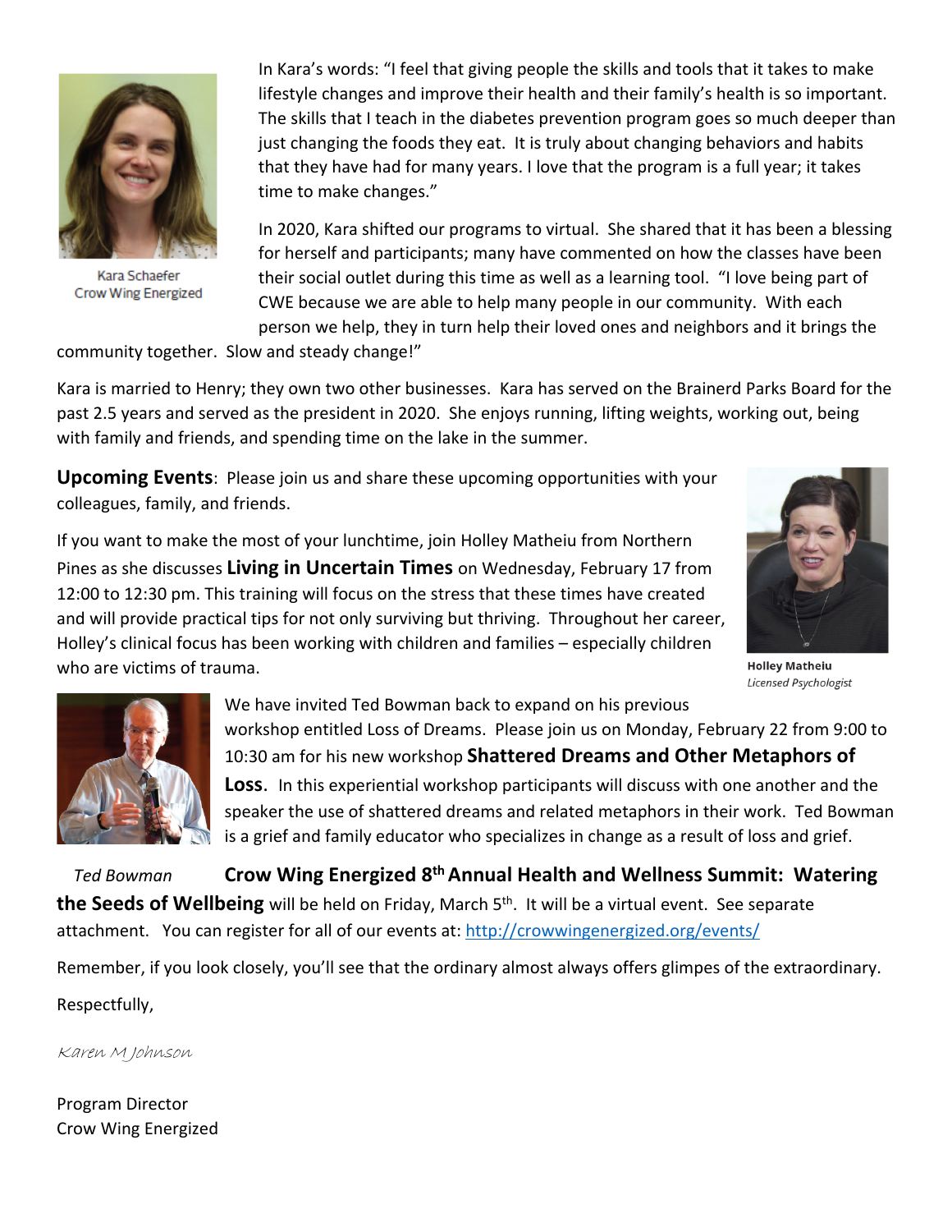Kara Schaefer
Crow Wing Energized

In Kara's words: "I feel that giving people the skills and tools that it takes to make lifestyle changes and improve their health and their family's health is so important. The skills that I teach in the diabetes prevention program goes so much deeper than just changing the foods they eat. It is truly about changing behaviors and habits that they have had for many years. I love that the program is a full year; it takes time to make changes."

In 2020, Kara shifted our programs to virtual. She shared that it has been a blessing for herself and participants; many have commented on how the classes have been their social outlet during this time as well as a learning tool. "I love being part of CWE because we are able to help many people in our community. With each person we help, they in turn help their loved ones and neighbors and it brings the community together. Slow and steady change!"

Kara is married to Henry; they own two other businesses. Kara has served on the Brainerd Parks Board for the past 2.5 years and served as the president in 2020. She enjoys running, lifting weights, working out, being with family and friends, and spending time on the lake in the summer.

**Upcoming Events**: Please join us and share these upcoming opportunities with your colleagues, family, and friends.

If you want to make the most of your lunchtime, join Holley Matheiu from Northern Pines as she discusses **Living in Uncertain Times** on Wednesday, February 17 from 12:00 to 12:30 pm. This training will focus on the stress that these times have created and will provide practical tips for not only surviving but thriving. Throughout her career, Holley's clinical focus has been working with children and families – especially children who are victims of trauma.

**Holley Matheiu**
*Licensed Psychologist*

We have invited Ted Bowman back to expand on his previous workshop entitled Loss of Dreams. Please join us on Monday, February 22 from 9:00 to 10:30 am for his new workshop **Shattered Dreams and Other Metaphors of Loss**. In this experiential workshop participants will discuss with one another and the speaker the use of shattered dreams and related metaphors in their work. Ted Bowman is a grief and family educator who specializes in change as a result of loss and grief.

*Ted Bowman*

**Crow Wing Energized 8th Annual Health and Wellness Summit: Watering the Seeds of Wellbeing** will be held on Friday, March 5th. It will be a virtual event. See separate attachment. You can register for all of our events at: [http://crowwingenergized.org/events/](http://crowwingenergized.org/events/)

Remember, if you look closely, you'll see that the ordinary almost always offers glimpes of the extraordinary.

Respectfully,

*Karen M Johnson*

Program Director
Crow Wing Energized